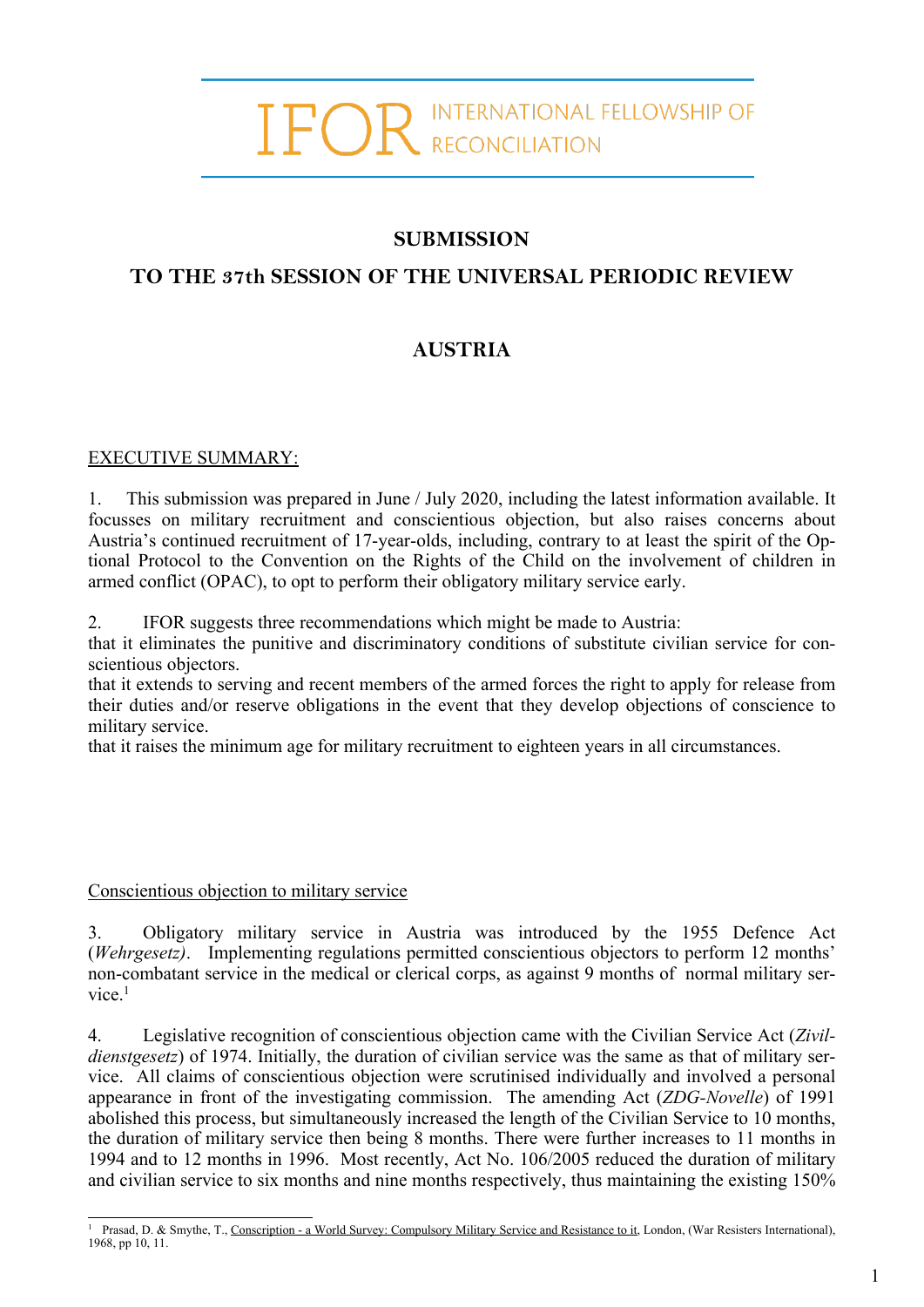IFOR INTERNATIONAL FELLOWSHIP OF RECONCILIATION

# SUBMISSION

## TO THE 37th SESSION OF THE UNIVERSAL PERIODIC REVIEW

## AUSTRIA

EXECUTIVE SUMMARY:

1. This submission was prepared in June / July 2020, including the latest information available. It focusses on military recruitment and conscientious objection, but also raises concerns about Austria's continued recruitment of 17-year-olds, including, contrary to at least the spirit of the Optional Protocol to the Convention on the Rights of the Child on the involvement of children in armed conflict (OPAC), to opt to perform their obligatory military service early.

2. IFOR suggests three recommendations which might be made to Austria:
that it eliminates the punitive and discriminatory conditions of substitute civilian service for conscientious objectors.
that it extends to serving and recent members of the armed forces the right to apply for release from their duties and/or reserve obligations in the event that they develop objections of conscience to military service.
that it raises the minimum age for military recruitment to eighteen years in all circumstances.

Conscientious objection to military service

3. Obligatory military service in Austria was introduced by the 1955 Defence Act (*Wehrgesetz)*. Implementing regulations permitted conscientious objectors to perform 12 months' non-combatant service in the medical or clerical corps, as against 9 months of normal military service.[1]

4. Legislative recognition of conscientious objection came with the Civilian Service Act (*Zivildienstgesetz*) of 1974. Initially, the duration of civilian service was the same as that of military service. All claims of conscientious objection were scrutinised individually and involved a personal appearance in front of the investigating commission. The amending Act (*ZDG-Novelle*) of 1991 abolished this process, but simultaneously increased the length of the Civilian Service to 10 months, the duration of military service then being 8 months. There were further increases to 11 months in 1994 and to 12 months in 1996. Most recently, Act No. 106/2005 reduced the duration of military and civilian service to six months and nine months respectively, thus maintaining the existing 150%

[1] Prasad, D. & Smythe, T., Conscription - a World Survey: Compulsory Military Service and Resistance to it, London, (War Resisters International), 1968, pp 10, 11.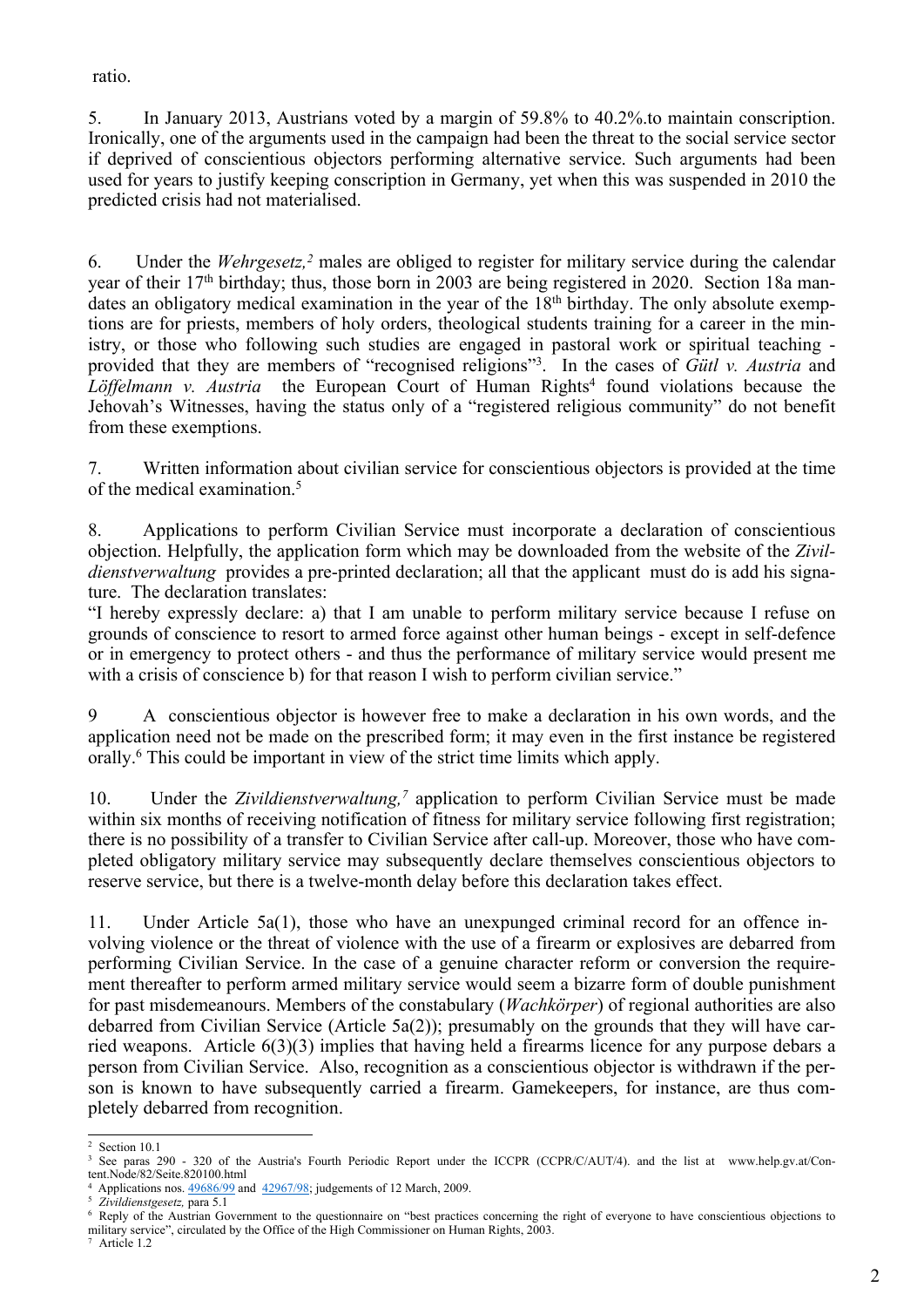ratio.

5. In January 2013, Austrians voted by a margin of 59.8% to 40.2%.to maintain conscription. Ironically, one of the arguments used in the campaign had been the threat to the social service sector if deprived of conscientious objectors performing alternative service. Such arguments had been used for years to justify keeping conscription in Germany, yet when this was suspended in 2010 the predicted crisis had not materialised.

6. Under the *Wehrgesetz,*[2] males are obliged to register for military service during the calendar year of their 17th birthday; thus, those born in 2003 are being registered in 2020. Section 18a mandates an obligatory medical examination in the year of the 18th birthday. The only absolute exemptions are for priests, members of holy orders, theological students training for a career in the ministry, or those who following such studies are engaged in pastoral work or spiritual teaching - provided that they are members of "recognised religions"[3]. In the cases of *Gütl v. Austria* and *Löffelmann v. Austria* the European Court of Human Rights[4] found violations because the Jehovah's Witnesses, having the status only of a "registered religious community" do not benefit from these exemptions.

7. Written information about civilian service for conscientious objectors is provided at the time of the medical examination.[5]

8. Applications to perform Civilian Service must incorporate a declaration of conscientious objection. Helpfully, the application form which may be downloaded from the website of the *Zivildienstverwaltung* provides a pre-printed declaration; all that the applicant must do is add his signature. The declaration translates:

"I hereby expressly declare: a) that I am unable to perform military service because I refuse on grounds of conscience to resort to armed force against other human beings - except in self-defence or in emergency to protect others - and thus the performance of military service would present me with a crisis of conscience b) for that reason I wish to perform civilian service."

9 A conscientious objector is however free to make a declaration in his own words, and the application need not be made on the prescribed form; it may even in the first instance be registered orally.[6] This could be important in view of the strict time limits which apply.

10. Under the *Zivildienstverwaltung,*[7] application to perform Civilian Service must be made within six months of receiving notification of fitness for military service following first registration; there is no possibility of a transfer to Civilian Service after call-up. Moreover, those who have completed obligatory military service may subsequently declare themselves conscientious objectors to reserve service, but there is a twelve-month delay before this declaration takes effect.

11. Under Article 5a(1), those who have an unexpunged criminal record for an offence involving violence or the threat of violence with the use of a firearm or explosives are debarred from performing Civilian Service. In the case of a genuine character reform or conversion the requirement thereafter to perform armed military service would seem a bizarre form of double punishment for past misdemeanours. Members of the constabulary (*Wachkörper*) of regional authorities are also debarred from Civilian Service (Article 5a(2)); presumably on the grounds that they will have carried weapons. Article 6(3)(3) implies that having held a firearms licence for any purpose debars a person from Civilian Service. Also, recognition as a conscientious objector is withdrawn if the person is known to have subsequently carried a firearm. Gamekeepers, for instance, are thus completely debarred from recognition.

---

[2] Section 10.1

[3] See paras 290 - 320 of the Austria's Fourth Periodic Report under the ICCPR (CCPR/C/AUT/4). and the list at www.help.gv.at/Content.Node/82/Seite.820100.html

[4] Applications nos. 49686/99 and 42967/98; judgements of 12 March, 2009.

[5] *Zivildienstgesetz,* para 5.1

[6] Reply of the Austrian Government to the questionnaire on "best practices concerning the right of everyone to have conscientious objections to military service", circulated by the Office of the High Commissioner on Human Rights, 2003.

[7] Article 1.2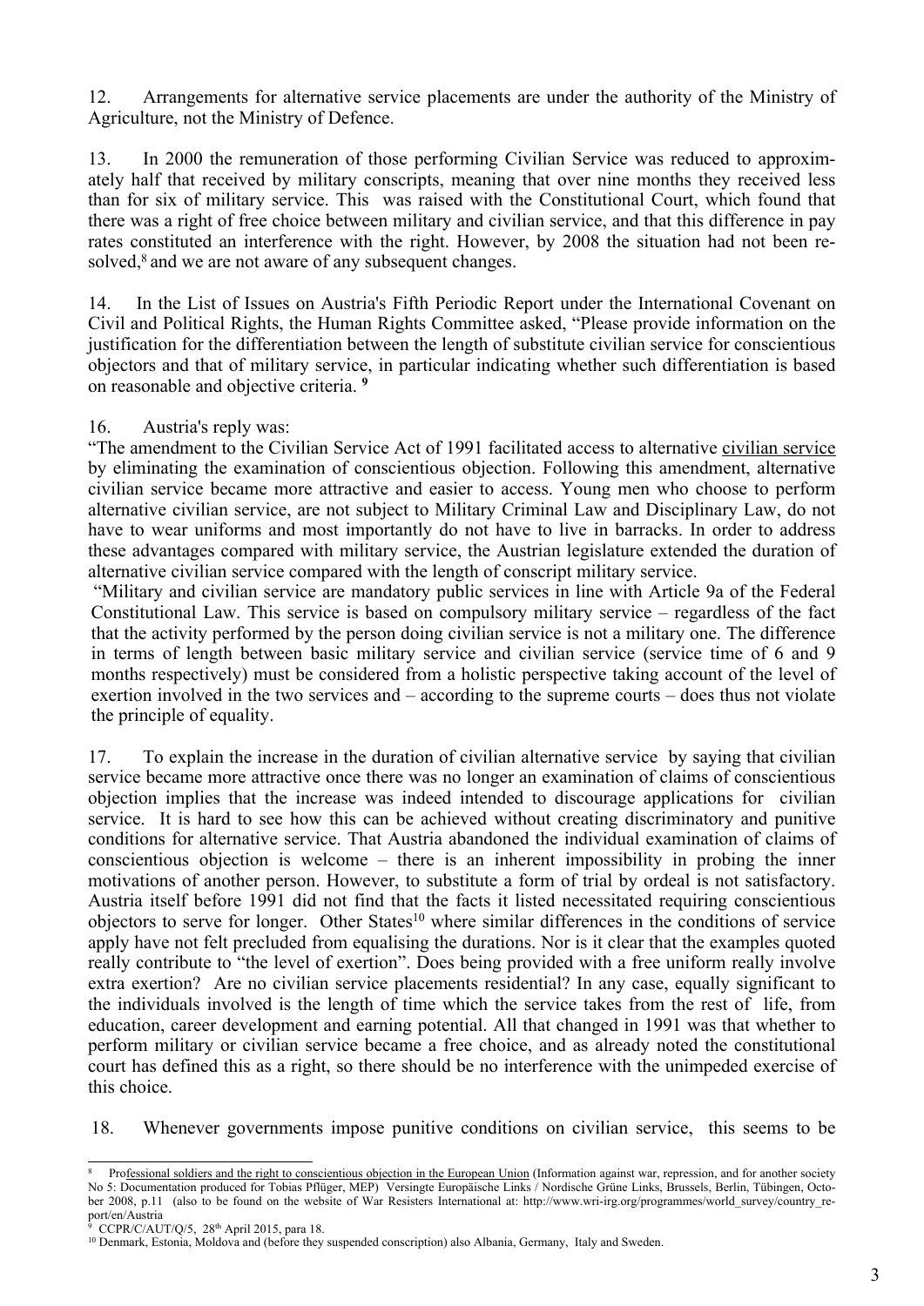12. Arrangements for alternative service placements are under the authority of the Ministry of Agriculture, not the Ministry of Defence.

13. In 2000 the remuneration of those performing Civilian Service was reduced to approximately half that received by military conscripts, meaning that over nine months they received less than for six of military service. This was raised with the Constitutional Court, which found that there was a right of free choice between military and civilian service, and that this difference in pay rates constituted an interference with the right. However, by 2008 the situation had not been resolved,[8] and we are not aware of any subsequent changes.

14. In the List of Issues on Austria's Fifth Periodic Report under the International Covenant on Civil and Political Rights, the Human Rights Committee asked, "Please provide information on the justification for the differentiation between the length of substitute civilian service for conscientious objectors and that of military service, in particular indicating whether such differentiation is based on reasonable and objective criteria. [9]

16. Austria's reply was:

"The amendment to the Civilian Service Act of 1991 facilitated access to alternative civilian service by eliminating the examination of conscientious objection. Following this amendment, alternative civilian service became more attractive and easier to access. Young men who choose to perform alternative civilian service, are not subject to Military Criminal Law and Disciplinary Law, do not have to wear uniforms and most importantly do not have to live in barracks. In order to address these advantages compared with military service, the Austrian legislature extended the duration of alternative civilian service compared with the length of conscript military service.

"Military and civilian service are mandatory public services in line with Article 9a of the Federal Constitutional Law. This service is based on compulsory military service – regardless of the fact that the activity performed by the person doing civilian service is not a military one. The difference in terms of length between basic military service and civilian service (service time of 6 and 9 months respectively) must be considered from a holistic perspective taking account of the level of exertion involved in the two services and – according to the supreme courts – does thus not violate the principle of equality.

17. To explain the increase in the duration of civilian alternative service by saying that civilian service became more attractive once there was no longer an examination of claims of conscientious objection implies that the increase was indeed intended to discourage applications for civilian service. It is hard to see how this can be achieved without creating discriminatory and punitive conditions for alternative service. That Austria abandoned the individual examination of claims of conscientious objection is welcome – there is an inherent impossibility in probing the inner motivations of another person. However, to substitute a form of trial by ordeal is not satisfactory. Austria itself before 1991 did not find that the facts it listed necessitated requiring conscientious objectors to serve for longer. Other States[10] where similar differences in the conditions of service apply have not felt precluded from equalising the durations. Nor is it clear that the examples quoted really contribute to "the level of exertion". Does being provided with a free uniform really involve extra exertion? Are no civilian service placements residential? In any case, equally significant to the individuals involved is the length of time which the service takes from the rest of life, from education, career development and earning potential. All that changed in 1991 was that whether to perform military or civilian service became a free choice, and as already noted the constitutional court has defined this as a right, so there should be no interference with the unimpeded exercise of this choice.

18. Whenever governments impose punitive conditions on civilian service, this seems to be

---

[8] Professional soldiers and the right to conscientious objection in the European Union (Information against war, repression, and for another society No 5: Documentation produced for Tobias Pflüger, MEP) Versingte Europäische Linke / Nordische Grüne Links, Brussels, Berlin, Tübingen, October 2008, p.11 (also to be found on the website of War Resisters International at: http://www.wri-irg.org/programmes/world_survey/country_report/en/Austria

[9] CCPR/C/AUT/Q/5, 28th April 2015, para 18.

[10] Denmark, Estonia, Moldova and (before they suspended conscription) also Albania, Germany, Italy and Sweden.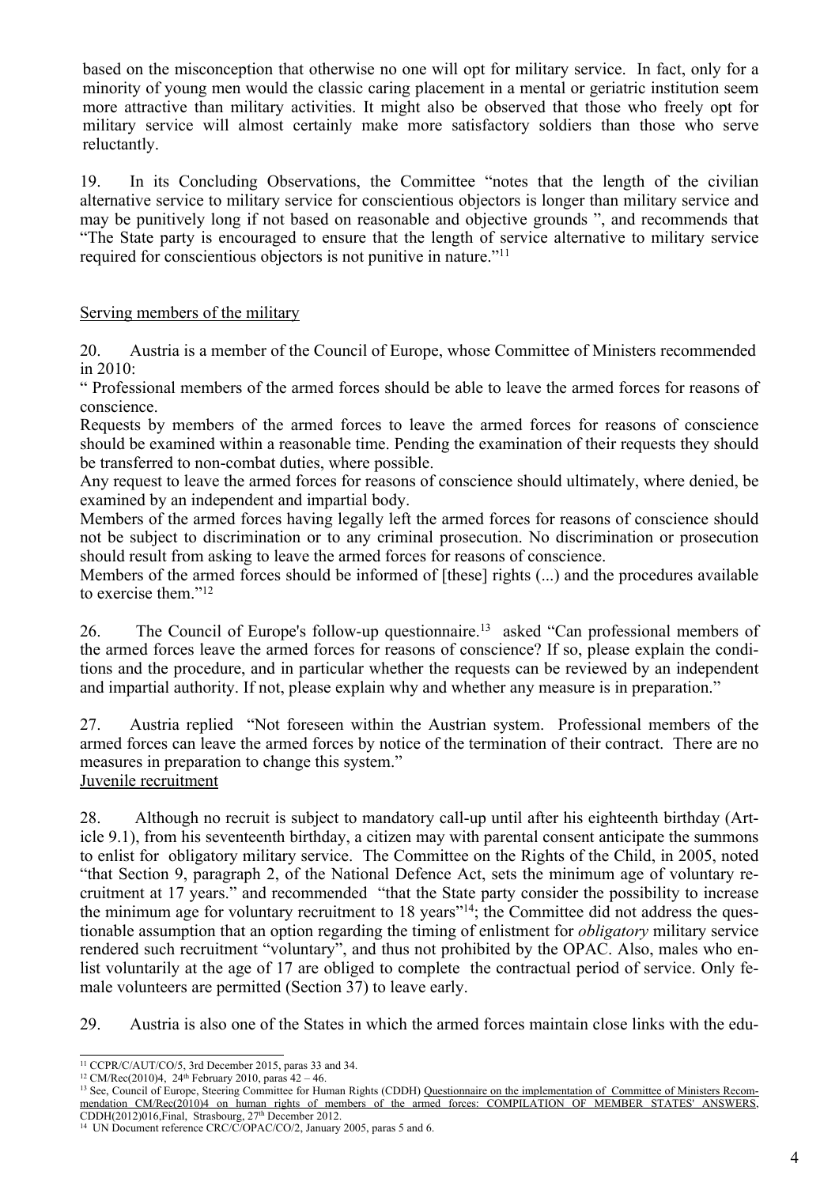based on the misconception that otherwise no one will opt for military service. In fact, only for a minority of young men would the classic caring placement in a mental or geriatric institution seem more attractive than military activities. It might also be observed that those who freely opt for military service will almost certainly make more satisfactory soldiers than those who serve reluctantly.

19. In its Concluding Observations, the Committee "notes that the length of the civilian alternative service to military service for conscientious objectors is longer than military service and may be punitively long if not based on reasonable and objective grounds ", and recommends that "The State party is encouraged to ensure that the length of service alternative to military service required for conscientious objectors is not punitive in nature."[11]

Serving members of the military

20. Austria is a member of the Council of Europe, whose Committee of Ministers recommended in 2010:

" Professional members of the armed forces should be able to leave the armed forces for reasons of conscience.

Requests by members of the armed forces to leave the armed forces for reasons of conscience should be examined within a reasonable time. Pending the examination of their requests they should be transferred to non-combat duties, where possible.

Any request to leave the armed forces for reasons of conscience should ultimately, where denied, be examined by an independent and impartial body.

Members of the armed forces having legally left the armed forces for reasons of conscience should not be subject to discrimination or to any criminal prosecution. No discrimination or prosecution should result from asking to leave the armed forces for reasons of conscience.

Members of the armed forces should be informed of [these] rights (...) and the procedures available to exercise them."[12]

26. The Council of Europe's follow-up questionnaire.[13] asked "Can professional members of the armed forces leave the armed forces for reasons of conscience? If so, please explain the conditions and the procedure, and in particular whether the requests can be reviewed by an independent and impartial authority. If not, please explain why and whether any measure is in preparation."

27. Austria replied "Not foreseen within the Austrian system. Professional members of the armed forces can leave the armed forces by notice of the termination of their contract. There are no measures in preparation to change this system."

Juvenile recruitment

28. Although no recruit is subject to mandatory call-up until after his eighteenth birthday (Article 9.1), from his seventeenth birthday, a citizen may with parental consent anticipate the summons to enlist for obligatory military service. The Committee on the Rights of the Child, in 2005, noted "that Section 9, paragraph 2, of the National Defence Act, sets the minimum age of voluntary recruitment at 17 years." and recommended "that the State party consider the possibility to increase the minimum age for voluntary recruitment to 18 years"[14]; the Committee did not address the questionable assumption that an option regarding the timing of enlistment for *obligatory* military service rendered such recruitment "voluntary", and thus not prohibited by the OPAC. Also, males who enlist voluntarily at the age of 17 are obliged to complete the contractual period of service. Only female volunteers are permitted (Section 37) to leave early.

29. Austria is also one of the States in which the armed forces maintain close links with the edu-

---

[11] CCPR/C/AUT/CO/5, 3rd December 2015, paras 33 and 34.

[12] CM/Rec(2010)4, 24th February 2010, paras 42 – 46.

[13] See, Council of Europe, Steering Committee for Human Rights (CDDH) Questionnaire on the implementation of Committee of Ministers Recommendation CM/Rec(2010)4 on human rights of members of the armed forces: COMPILATION OF MEMBER STATES' ANSWERS, CDDH(2012)016,Final, Strasbourg, 27th December 2012.

[14] UN Document reference CRC/C/OPAC/CO/2, January 2005, paras 5 and 6.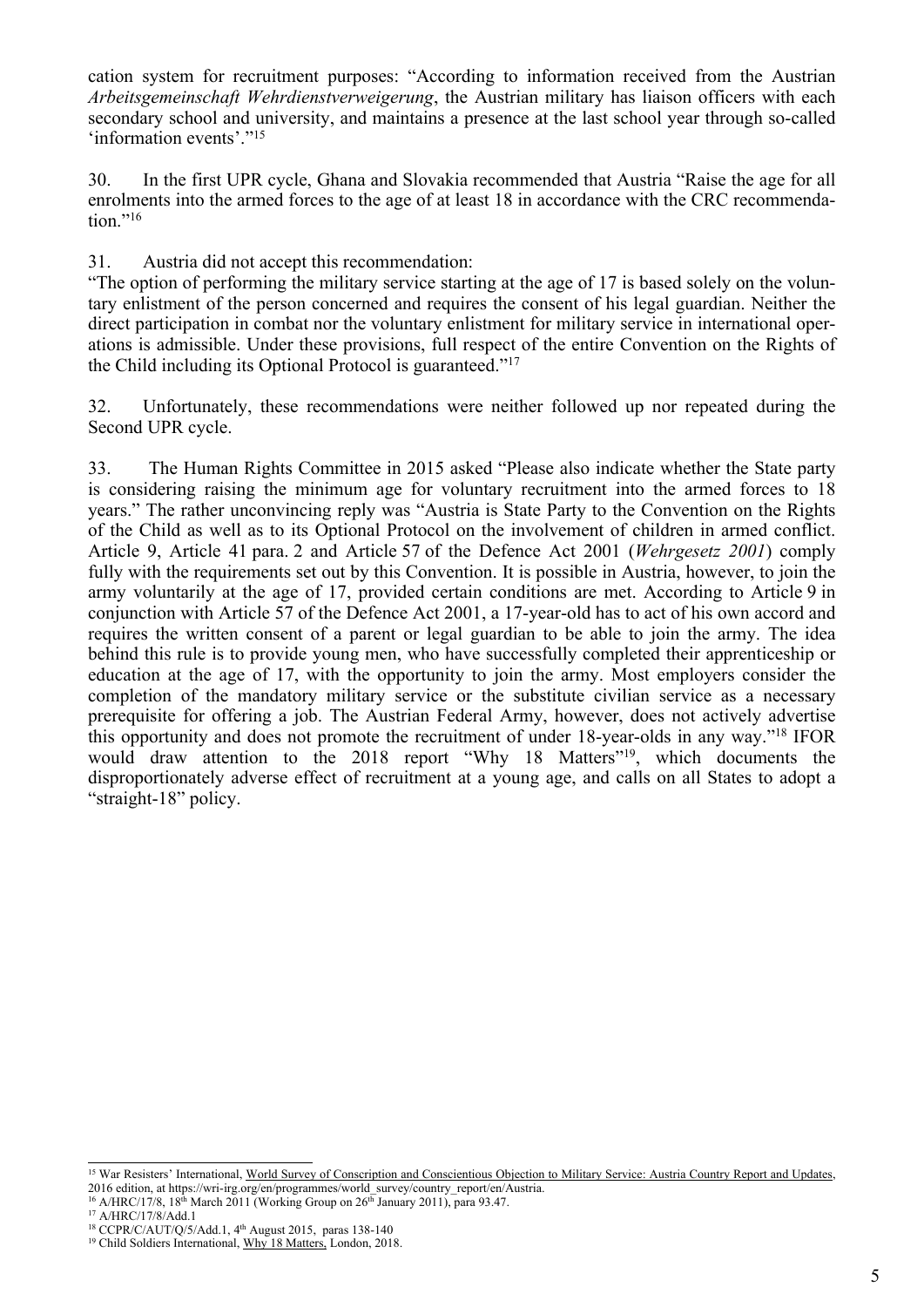cation system for recruitment purposes: "According to information received from the Austrian *Arbeitsgemeinschaft Wehrdienstverweigerung*, the Austrian military has liaison officers with each secondary school and university, and maintains a presence at the last school year through so-called 'information events'."[15]

30. In the first UPR cycle, Ghana and Slovakia recommended that Austria "Raise the age for all enrolments into the armed forces to the age of at least 18 in accordance with the CRC recommendation."[16]

31. Austria did not accept this recommendation:
"The option of performing the military service starting at the age of 17 is based solely on the voluntary enlistment of the person concerned and requires the consent of his legal guardian. Neither the direct participation in combat nor the voluntary enlistment for military service in international operations is admissible. Under these provisions, full respect of the entire Convention on the Rights of the Child including its Optional Protocol is guaranteed."[17]

32. Unfortunately, these recommendations were neither followed up nor repeated during the Second UPR cycle.

33. The Human Rights Committee in 2015 asked "Please also indicate whether the State party is considering raising the minimum age for voluntary recruitment into the armed forces to 18 years." The rather unconvincing reply was "Austria is State Party to the Convention on the Rights of the Child as well as to its Optional Protocol on the involvement of children in armed conflict. Article 9, Article 41 para. 2 and Article 57 of the Defence Act 2001 (*Wehrgesetz 2001*) comply fully with the requirements set out by this Convention. It is possible in Austria, however, to join the army voluntarily at the age of 17, provided certain conditions are met. According to Article 9 in conjunction with Article 57 of the Defence Act 2001, a 17-year-old has to act of his own accord and requires the written consent of a parent or legal guardian to be able to join the army. The idea behind this rule is to provide young men, who have successfully completed their apprenticeship or education at the age of 17, with the opportunity to join the army. Most employers consider the completion of the mandatory military service or the substitute civilian service as a necessary prerequisite for offering a job. The Austrian Federal Army, however, does not actively advertise this opportunity and does not promote the recruitment of under 18-year-olds in any way."[18] IFOR would draw attention to the 2018 report "Why 18 Matters"[19], which documents the disproportionately adverse effect of recruitment at a young age, and calls on all States to adopt a "straight-18" policy.

---

[15] War Resisters' International, World Survey of Conscription and Conscientious Objection to Military Service: Austria Country Report and Updates, 2016 edition, at https://wri-irg.org/en/programmes/world_survey/country_report/en/Austria.

[16] A/HRC/17/8, 18th March 2011 (Working Group on 26th January 2011), para 93.47.

[17] A/HRC/17/8/Add.1

[18] CCPR/C/AUT/Q/5/Add.1, 4th August 2015, paras 138-140

[19] Child Soldiers International, Why 18 Matters, London, 2018.